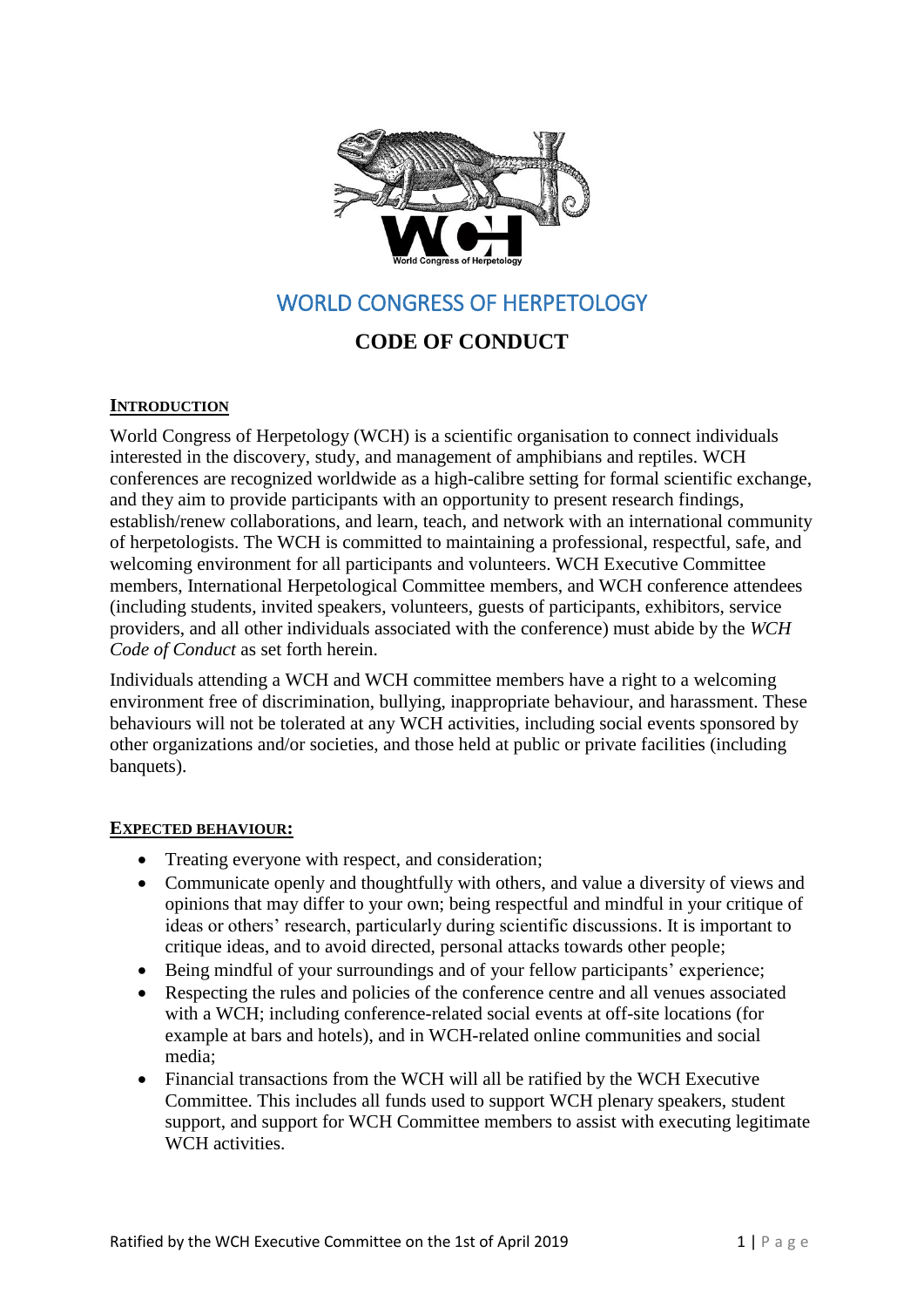# WORLD CONGRESS OF HERPETOLOGY

## CODE OF CONDUCT

### INTRODUCTION

World Congress of Herpetology (WCH) is a scientific organisation to connect individuals interested in the discovery, study, and management of amphibians and reptiles. WCH conferences are recognized worldwide as a high-calibre setting for formal scientific exchange, and they aim to provide participants with an opportunity to present research findings, establish/renew collaborations, and learn, teach, and network with an international community of herpetologists. The WCH is committed to maintaining a professional, respectful, safe, and welcoming environment for all participants and volunteers. WCH Executive Committee members, International Herpetological Committee members, and WCH conference attendees (including students, invited speakers, volunteers, guests of participants, exhibitors, service providers, and all other individuals associated with the conference) must abide by the *WCH Code of Conduct* as set forth herein.

Individuals attending a WCH and WCH committee members have a right to a welcoming environment free of discrimination, bullying, inappropriate behaviour, and harassment. These behaviours will not be tolerated at any WCH activities, including social events sponsored by other organizations and/or societies, and those held at public or private facilities (including banquets).

### EXPECTED BEHAVIOUR:

- Treating everyone with respect, and consideration;
- Communicate openly and thoughtfully with others, and value a diversity of views and opinions that may differ to your own; being respectful and mindful in your critique of ideas or others' research, particularly during scientific discussions. It is important to critique ideas, and to avoid directed, personal attacks towards other people;
- Being mindful of your surroundings and of your fellow participants' experience;
- Respecting the rules and policies of the conference centre and all venues associated with a WCH; including conference-related social events at off-site locations (for example at bars and hotels), and in WCH-related online communities and social media;
- Financial transactions from the WCH will all be ratified by the WCH Executive Committee. This includes all funds used to support WCH plenary speakers, student support, and support for WCH Committee members to assist with executing legitimate WCH activities.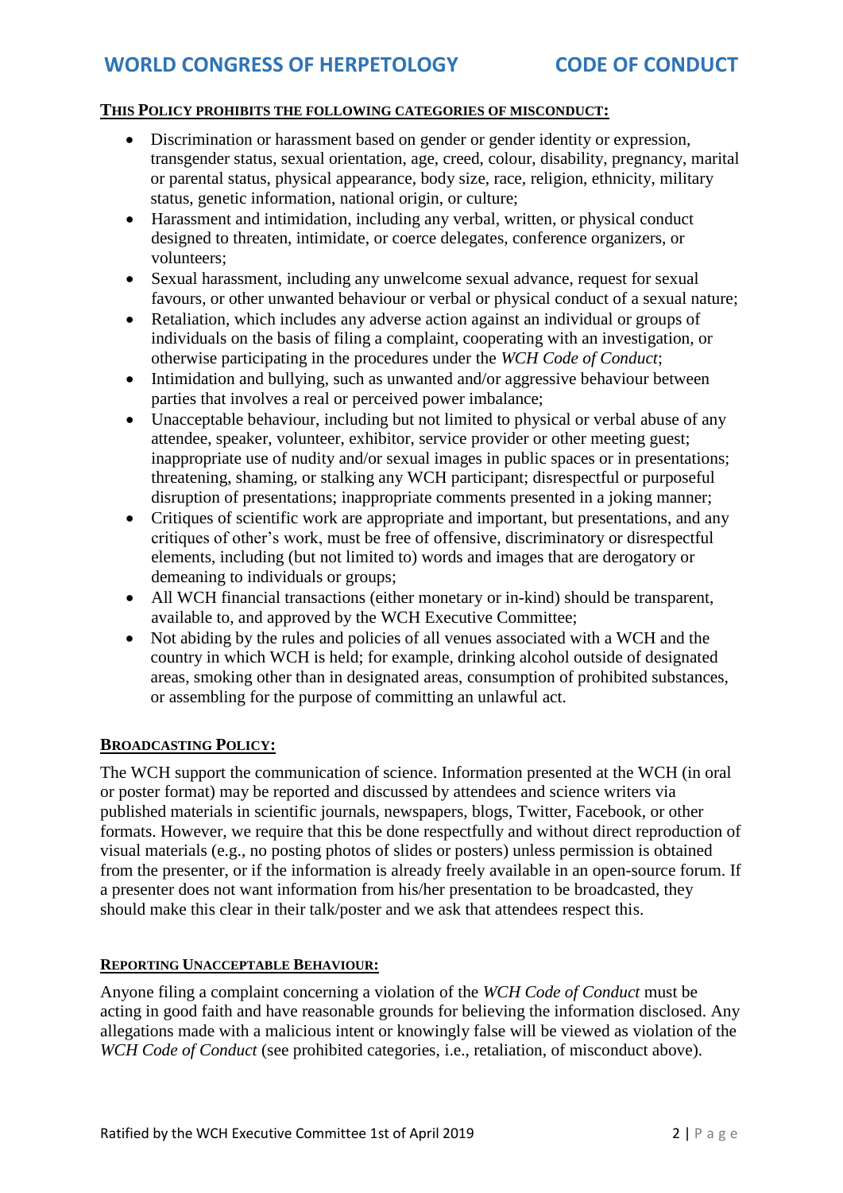## This Policy prohibits the following categories of misconduct:

- Discrimination or harassment based on gender or gender identity or expression, transgender status, sexual orientation, age, creed, colour, disability, pregnancy, marital or parental status, physical appearance, body size, race, religion, ethnicity, military status, genetic information, national origin, or culture;
- Harassment and intimidation, including any verbal, written, or physical conduct designed to threaten, intimidate, or coerce delegates, conference organizers, or volunteers;
- Sexual harassment, including any unwelcome sexual advance, request for sexual favours, or other unwanted behaviour or verbal or physical conduct of a sexual nature;
- Retaliation, which includes any adverse action against an individual or groups of individuals on the basis of filing a complaint, cooperating with an investigation, or otherwise participating in the procedures under the *WCH Code of Conduct*;
- Intimidation and bullying, such as unwanted and/or aggressive behaviour between parties that involves a real or perceived power imbalance;
- Unacceptable behaviour, including but not limited to physical or verbal abuse of any attendee, speaker, volunteer, exhibitor, service provider or other meeting guest; inappropriate use of nudity and/or sexual images in public spaces or in presentations; threatening, shaming, or stalking any WCH participant; disrespectful or purposeful disruption of presentations; inappropriate comments presented in a joking manner;
- Critiques of scientific work are appropriate and important, but presentations, and any critiques of other's work, must be free of offensive, discriminatory or disrespectful elements, including (but not limited to) words and images that are derogatory or demeaning to individuals or groups;
- All WCH financial transactions (either monetary or in-kind) should be transparent, available to, and approved by the WCH Executive Committee;
- Not abiding by the rules and policies of all venues associated with a WCH and the country in which WCH is held; for example, drinking alcohol outside of designated areas, smoking other than in designated areas, consumption of prohibited substances, or assembling for the purpose of committing an unlawful act.

## Broadcasting Policy:

The WCH support the communication of science. Information presented at the WCH (in oral or poster format) may be reported and discussed by attendees and science writers via published materials in scientific journals, newspapers, blogs, Twitter, Facebook, or other formats. However, we require that this be done respectfully and without direct reproduction of visual materials (e.g., no posting photos of slides or posters) unless permission is obtained from the presenter, or if the information is already freely available in an open-source forum. If a presenter does not want information from his/her presentation to be broadcasted, they should make this clear in their talk/poster and we ask that attendees respect this.

## Reporting Unacceptable Behaviour:

Anyone filing a complaint concerning a violation of the *WCH Code of Conduct* must be acting in good faith and have reasonable grounds for believing the information disclosed. Any allegations made with a malicious intent or knowingly false will be viewed as violation of the *WCH Code of Conduct* (see prohibited categories, i.e., retaliation, of misconduct above).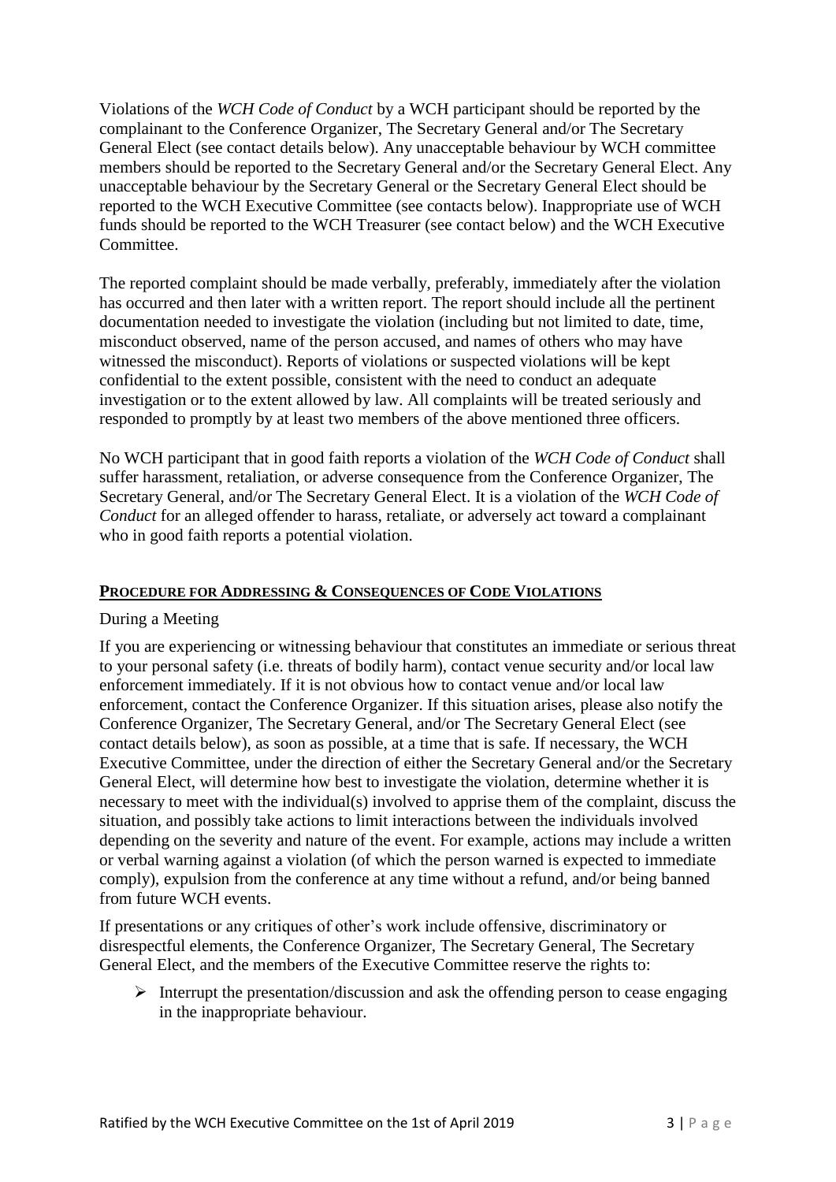Violations of the *WCH Code of Conduct* by a WCH participant should be reported by the complainant to the Conference Organizer, The Secretary General and/or The Secretary General Elect (see contact details below). Any unacceptable behaviour by WCH committee members should be reported to the Secretary General and/or the Secretary General Elect. Any unacceptable behaviour by the Secretary General or the Secretary General Elect should be reported to the WCH Executive Committee (see contacts below). Inappropriate use of WCH funds should be reported to the WCH Treasurer (see contact below) and the WCH Executive Committee.

The reported complaint should be made verbally, preferably, immediately after the violation has occurred and then later with a written report. The report should include all the pertinent documentation needed to investigate the violation (including but not limited to date, time, misconduct observed, name of the person accused, and names of others who may have witnessed the misconduct). Reports of violations or suspected violations will be kept confidential to the extent possible, consistent with the need to conduct an adequate investigation or to the extent allowed by law. All complaints will be treated seriously and responded to promptly by at least two members of the above mentioned three officers.

No WCH participant that in good faith reports a violation of the *WCH Code of Conduct* shall suffer harassment, retaliation, or adverse consequence from the Conference Organizer, The Secretary General, and/or The Secretary General Elect. It is a violation of the *WCH Code of Conduct* for an alleged offender to harass, retaliate, or adversely act toward a complainant who in good faith reports a potential violation.

## Procedure for Addressing & Consequences of Code Violations

During a Meeting

If you are experiencing or witnessing behaviour that constitutes an immediate or serious threat to your personal safety (i.e. threats of bodily harm), contact venue security and/or local law enforcement immediately. If it is not obvious how to contact venue and/or local law enforcement, contact the Conference Organizer. If this situation arises, please also notify the Conference Organizer, The Secretary General, and/or The Secretary General Elect (see contact details below), as soon as possible, at a time that is safe. If necessary, the WCH Executive Committee, under the direction of either the Secretary General and/or the Secretary General Elect, will determine how best to investigate the violation, determine whether it is necessary to meet with the individual(s) involved to apprise them of the complaint, discuss the situation, and possibly take actions to limit interactions between the individuals involved depending on the severity and nature of the event. For example, actions may include a written or verbal warning against a violation (of which the person warned is expected to immediate comply), expulsion from the conference at any time without a refund, and/or being banned from future WCH events.

If presentations or any critiques of other's work include offensive, discriminatory or disrespectful elements, the Conference Organizer, The Secretary General, The Secretary General Elect, and the members of the Executive Committee reserve the rights to:

- Interrupt the presentation/discussion and ask the offending person to cease engaging in the inappropriate behaviour.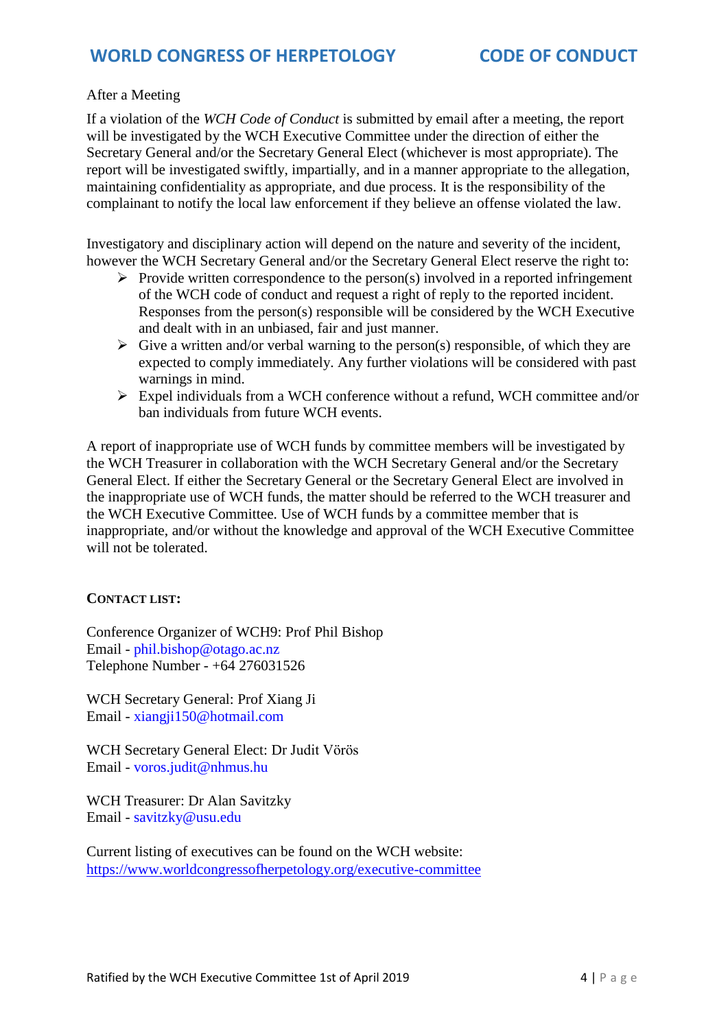After a Meeting

If a violation of the *WCH Code of Conduct* is submitted by email after a meeting, the report will be investigated by the WCH Executive Committee under the direction of either the Secretary General and/or the Secretary General Elect (whichever is most appropriate). The report will be investigated swiftly, impartially, and in a manner appropriate to the allegation, maintaining confidentiality as appropriate, and due process. It is the responsibility of the complainant to notify the local law enforcement if they believe an offense violated the law.

Investigatory and disciplinary action will depend on the nature and severity of the incident, however the WCH Secretary General and/or the Secretary General Elect reserve the right to:

- Provide written correspondence to the person(s) involved in a reported infringement of the WCH code of conduct and request a right of reply to the reported incident. Responses from the person(s) responsible will be considered by the WCH Executive and dealt with in an unbiased, fair and just manner.
- Give a written and/or verbal warning to the person(s) responsible, of which they are expected to comply immediately. Any further violations will be considered with past warnings in mind.
- Expel individuals from a WCH conference without a refund, WCH committee and/or ban individuals from future WCH events.

A report of inappropriate use of WCH funds by committee members will be investigated by the WCH Treasurer in collaboration with the WCH Secretary General and/or the Secretary General Elect. If either the Secretary General or the Secretary General Elect are involved in the inappropriate use of WCH funds, the matter should be referred to the WCH treasurer and the WCH Executive Committee. Use of WCH funds by a committee member that is inappropriate, and/or without the knowledge and approval of the WCH Executive Committee will not be tolerated.

**CONTACT LIST:**

Conference Organizer of WCH9: Prof Phil Bishop
Email - phil.bishop@otago.ac.nz
Telephone Number - +64 276031526

WCH Secretary General: Prof Xiang Ji
Email - xiangji150@hotmail.com

WCH Secretary General Elect: Dr Judit Vörös
Email - voros.judit@nhmus.hu

WCH Treasurer: Dr Alan Savitzky
Email - savitzky@usu.edu

Current listing of executives can be found on the WCH website:
https://www.worldcongressofherpetology.org/executive-committee

Ratified by the WCH Executive Committee 1st of April 2019